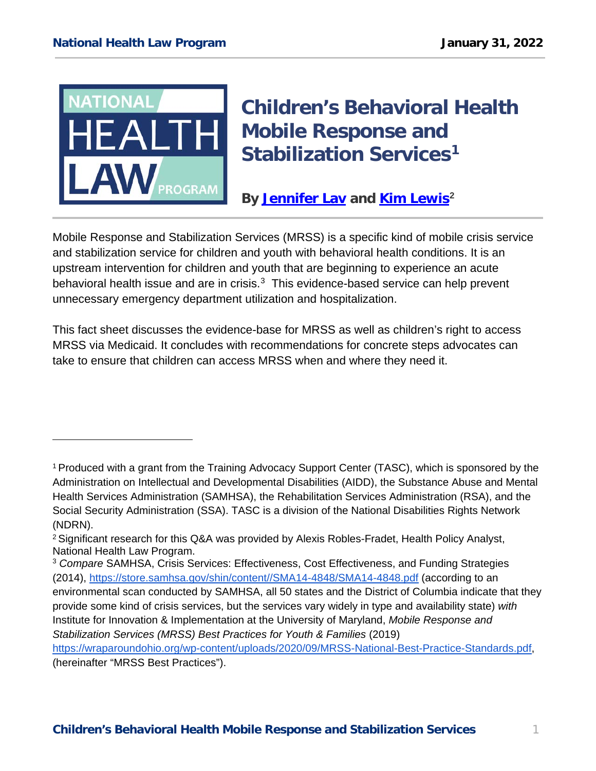# Children's Behavioral Health Mobile Response and Stabilization Services[1]

**By [Jennifer Lav] and [Kim Lewis][2]**

Mobile Response and Stabilization Services (MRSS) is a specific kind of mobile crisis service and stabilization service for children and youth with behavioral health conditions. It is an upstream intervention for children and youth that are beginning to experience an acute behavioral health issue and are in crisis.[3] This evidence-based service can help prevent unnecessary emergency department utilization and hospitalization.

This fact sheet discusses the evidence-base for MRSS as well as children's right to access MRSS via Medicaid. It concludes with recommendations for concrete steps advocates can take to ensure that children can access MRSS when and where they need it.

---

[1] Produced with a grant from the Training Advocacy Support Center (TASC), which is sponsored by the Administration on Intellectual and Developmental Disabilities (AIDD), the Substance Abuse and Mental Health Services Administration (SAMHSA), the Rehabilitation Services Administration (RSA), and the Social Security Administration (SSA). TASC is a division of the National Disabilities Rights Network (NDRN).

[2] Significant research for this Q&A was provided by Alexis Robles-Fradet, Health Policy Analyst, National Health Law Program.

[3] *Compare* SAMHSA, Crisis Services: Effectiveness, Cost Effectiveness, and Funding Strategies (2014), https://store.samhsa.gov/shin/content//SMA14-4848/SMA14-4848.pdf (according to an environmental scan conducted by SAMHSA, all 50 states and the District of Columbia indicate that they provide some kind of crisis services, but the services vary widely in type and availability state) *with* Institute for Innovation & Implementation at the University of Maryland, *Mobile Response and Stabilization Services (MRSS) Best Practices for Youth & Families* (2019) https://wraparoundohio.org/wp-content/uploads/2020/09/MRSS-National-Best-Practice-Standards.pdf, (hereinafter "MRSS Best Practices").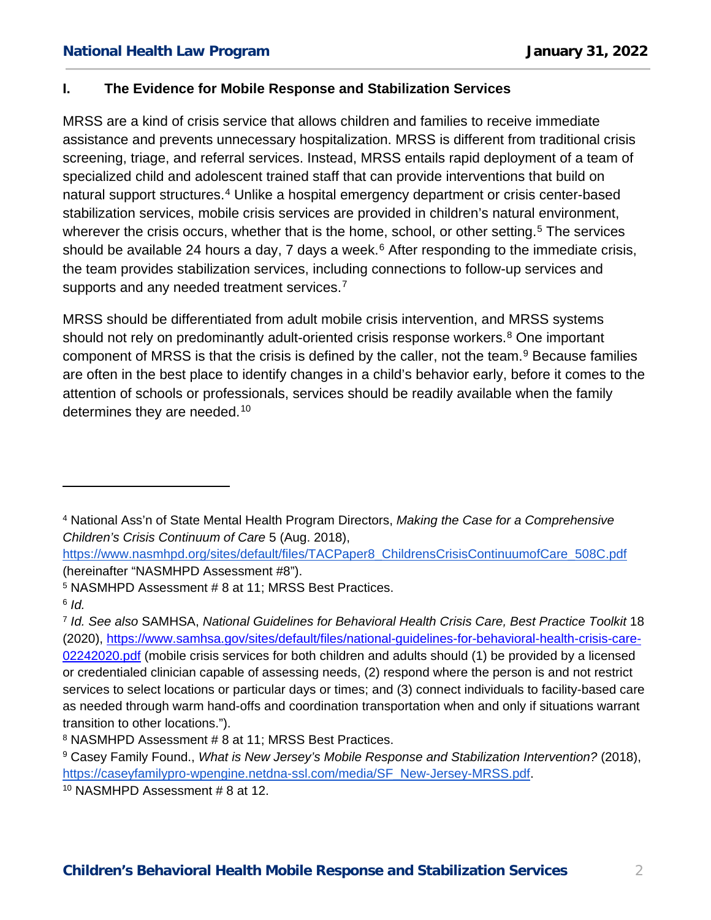## I. The Evidence for Mobile Response and Stabilization Services

MRSS are a kind of crisis service that allows children and families to receive immediate assistance and prevents unnecessary hospitalization. MRSS is different from traditional crisis screening, triage, and referral services. Instead, MRSS entails rapid deployment of a team of specialized child and adolescent trained staff that can provide interventions that build on natural support structures.[4] Unlike a hospital emergency department or crisis center-based stabilization services, mobile crisis services are provided in children's natural environment, wherever the crisis occurs, whether that is the home, school, or other setting.[5] The services should be available 24 hours a day, 7 days a week.[6] After responding to the immediate crisis, the team provides stabilization services, including connections to follow-up services and supports and any needed treatment services.[7]

MRSS should be differentiated from adult mobile crisis intervention, and MRSS systems should not rely on predominantly adult-oriented crisis response workers.[8] One important component of MRSS is that the crisis is defined by the caller, not the team.[9] Because families are often in the best place to identify changes in a child's behavior early, before it comes to the attention of schools or professionals, services should be readily available when the family determines they are needed.[10]

---

[4] National Ass'n of State Mental Health Program Directors, *Making the Case for a Comprehensive Children's Crisis Continuum of Care* 5 (Aug. 2018), https://www.nasmhpd.org/sites/default/files/TACPaper8_ChildrensCrisisContinuumofCare_508C.pdf (hereinafter "NASMHPD Assessment #8").

[5] NASMHPD Assessment # 8 at 11; MRSS Best Practices.

[6] *Id.*

[7] *Id. See also* SAMHSA, *National Guidelines for Behavioral Health Crisis Care, Best Practice Toolkit* 18 (2020), https://www.samhsa.gov/sites/default/files/national-guidelines-for-behavioral-health-crisis-care-02242020.pdf (mobile crisis services for both children and adults should (1) be provided by a licensed or credentialed clinician capable of assessing needs, (2) respond where the person is and not restrict services to select locations or particular days or times; and (3) connect individuals to facility-based care as needed through warm hand-offs and coordination transportation when and only if situations warrant transition to other locations.").

[8] NASMHPD Assessment # 8 at 11; MRSS Best Practices.

[9] Casey Family Found., *What is New Jersey's Mobile Response and Stabilization Intervention?* (2018), https://caseyfamilypro-wpengine.netdna-ssl.com/media/SF_New-Jersey-MRSS.pdf.

[10] NASMHPD Assessment # 8 at 12.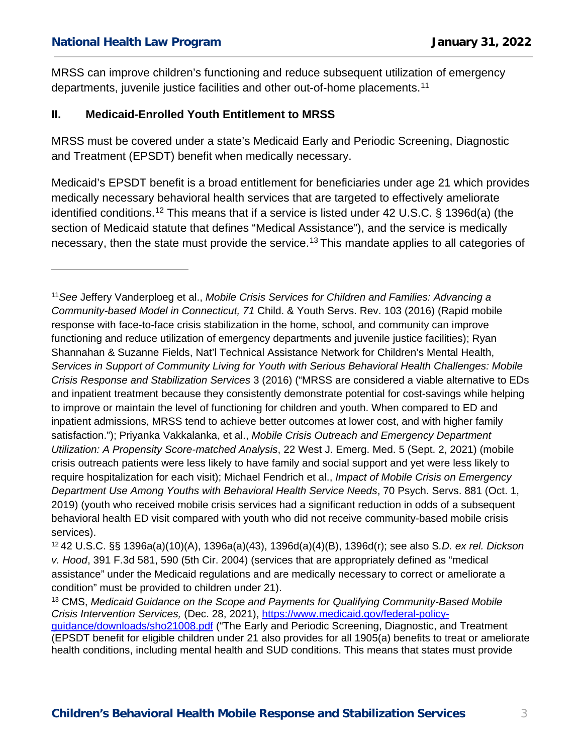MRSS can improve children's functioning and reduce subsequent utilization of emergency departments, juvenile justice facilities and other out-of-home placements.[11]

## II. Medicaid-Enrolled Youth Entitlement to MRSS

MRSS must be covered under a state's Medicaid Early and Periodic Screening, Diagnostic and Treatment (EPSDT) benefit when medically necessary.

Medicaid's EPSDT benefit is a broad entitlement for beneficiaries under age 21 which provides medically necessary behavioral health services that are targeted to effectively ameliorate identified conditions.[12] This means that if a service is listed under 42 U.S.C. § 1396d(a) (the section of Medicaid statute that defines "Medical Assistance"), and the service is medically necessary, then the state must provide the service.[13] This mandate applies to all categories of

---

[11] *See* Jeffery Vanderploeg et al., *Mobile Crisis Services for Children and Families: Advancing a Community-based Model in Connecticut, 71* Child. & Youth Servs. Rev. 103 (2016) (Rapid mobile response with face-to-face crisis stabilization in the home, school, and community can improve functioning and reduce utilization of emergency departments and juvenile justice facilities); Ryan Shannahan & Suzanne Fields, Nat'l Technical Assistance Network for Children's Mental Health, *Services in Support of Community Living for Youth with Serious Behavioral Health Challenges: Mobile Crisis Response and Stabilization Services* 3 (2016) ("MRSS are considered a viable alternative to EDs and inpatient treatment because they consistently demonstrate potential for cost-savings while helping to improve or maintain the level of functioning for children and youth. When compared to ED and inpatient admissions, MRSS tend to achieve better outcomes at lower cost, and with higher family satisfaction."); Priyanka Vakkalanka, et al., *Mobile Crisis Outreach and Emergency Department Utilization: A Propensity Score-matched Analysis*, 22 West J. Emerg. Med. 5 (Sept. 2, 2021) (mobile crisis outreach patients were less likely to have family and social support and yet were less likely to require hospitalization for each visit); Michael Fendrich et al., *Impact of Mobile Crisis on Emergency Department Use Among Youths with Behavioral Health Service Needs*, 70 Psych. Servs. 881 (Oct. 1, 2019) (youth who received mobile crisis services had a significant reduction in odds of a subsequent behavioral health ED visit compared with youth who did not receive community-based mobile crisis services).

[12] 42 U.S.C. §§ 1396a(a)(10)(A), 1396a(a)(43), 1396d(a)(4)(B), 1396d(r); see also S*.D. ex rel. Dickson v. Hood*, 391 F.3d 581, 590 (5th Cir. 2004) (services that are appropriately defined as "medical assistance" under the Medicaid regulations and are medically necessary to correct or ameliorate a condition" must be provided to children under 21).

[13] CMS, *Medicaid Guidance on the Scope and Payments for Qualifying Community-Based Mobile Crisis Intervention Services,* (Dec. 28, 2021), https://www.medicaid.gov/federal-policy-guidance/downloads/sho21008.pdf ("The Early and Periodic Screening, Diagnostic, and Treatment (EPSDT benefit for eligible children under 21 also provides for all 1905(a) benefits to treat or ameliorate health conditions, including mental health and SUD conditions. This means that states must provide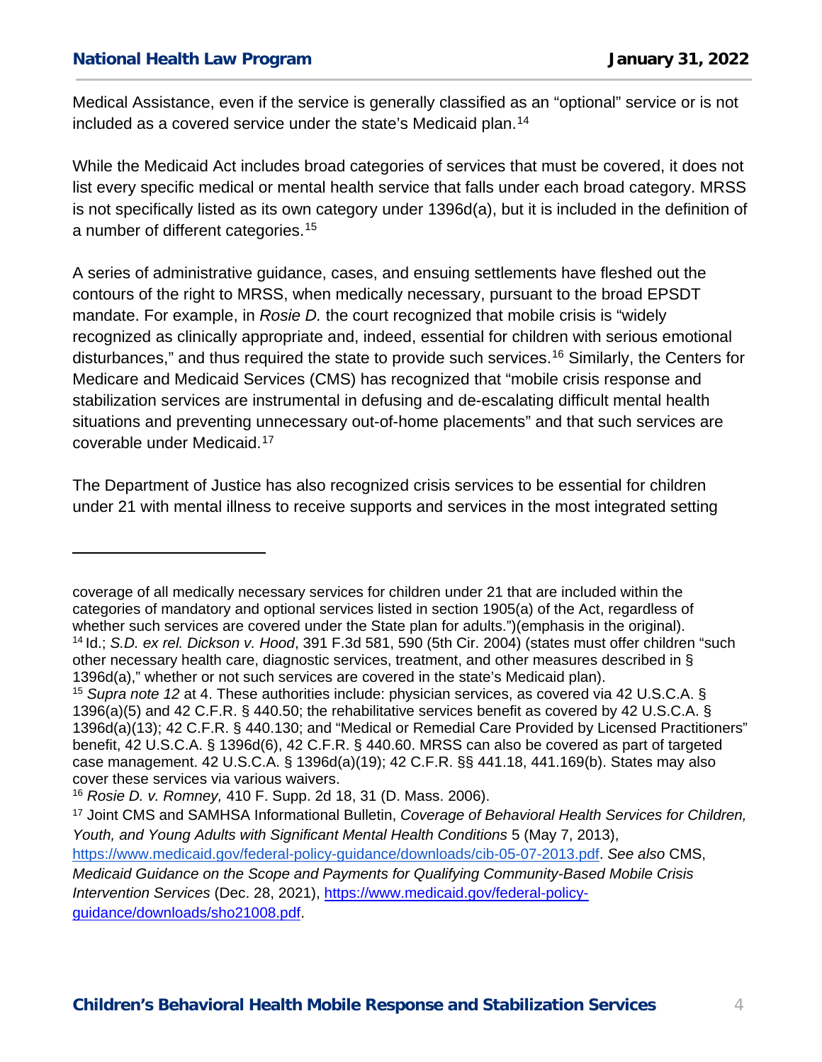Medical Assistance, even if the service is generally classified as an "optional" service or is not included as a covered service under the state's Medicaid plan.[14]

While the Medicaid Act includes broad categories of services that must be covered, it does not list every specific medical or mental health service that falls under each broad category. MRSS is not specifically listed as its own category under 1396d(a), but it is included in the definition of a number of different categories.[15]

A series of administrative guidance, cases, and ensuing settlements have fleshed out the contours of the right to MRSS, when medically necessary, pursuant to the broad EPSDT mandate. For example, in *Rosie D.* the court recognized that mobile crisis is "widely recognized as clinically appropriate and, indeed, essential for children with serious emotional disturbances," and thus required the state to provide such services.[16] Similarly, the Centers for Medicare and Medicaid Services (CMS) has recognized that "mobile crisis response and stabilization services are instrumental in defusing and de-escalating difficult mental health situations and preventing unnecessary out-of-home placements" and that such services are coverable under Medicaid.[17]

The Department of Justice has also recognized crisis services to be essential for children under 21 with mental illness to receive supports and services in the most integrated setting

---

coverage of all medically necessary services for children under 21 that are included within the categories of mandatory and optional services listed in section 1905(a) of the Act, regardless of whether such services are covered under the State plan for adults.")(emphasis in the original).

[14] Id.; *S.D. ex rel. Dickson v. Hood*, 391 F.3d 581, 590 (5th Cir. 2004) (states must offer children "such other necessary health care, diagnostic services, treatment, and other measures described in § 1396d(a)," whether or not such services are covered in the state's Medicaid plan).

[15] *Supra note 12* at 4. These authorities include: physician services, as covered via 42 U.S.C.A. § 1396(a)(5) and 42 C.F.R. § 440.50; the rehabilitative services benefit as covered by 42 U.S.C.A. § 1396d(a)(13); 42 C.F.R. § 440.130; and "Medical or Remedial Care Provided by Licensed Practitioners" benefit, 42 U.S.C.A. § 1396d(6), 42 C.F.R. § 440.60. MRSS can also be covered as part of targeted case management. 42 U.S.C.A. § 1396d(a)(19); 42 C.F.R. §§ 441.18, 441.169(b). States may also cover these services via various waivers.

[16] *Rosie D. v. Romney,* 410 F. Supp. 2d 18, 31 (D. Mass. 2006).

[17] Joint CMS and SAMHSA Informational Bulletin, *Coverage of Behavioral Health Services for Children, Youth, and Young Adults with Significant Mental Health Conditions* 5 (May 7, 2013), https://www.medicaid.gov/federal-policy-guidance/downloads/cib-05-07-2013.pdf. *See also* CMS, *Medicaid Guidance on the Scope and Payments for Qualifying Community-Based Mobile Crisis Intervention Services* (Dec. 28, 2021), https://www.medicaid.gov/federal-policy-guidance/downloads/sho21008.pdf.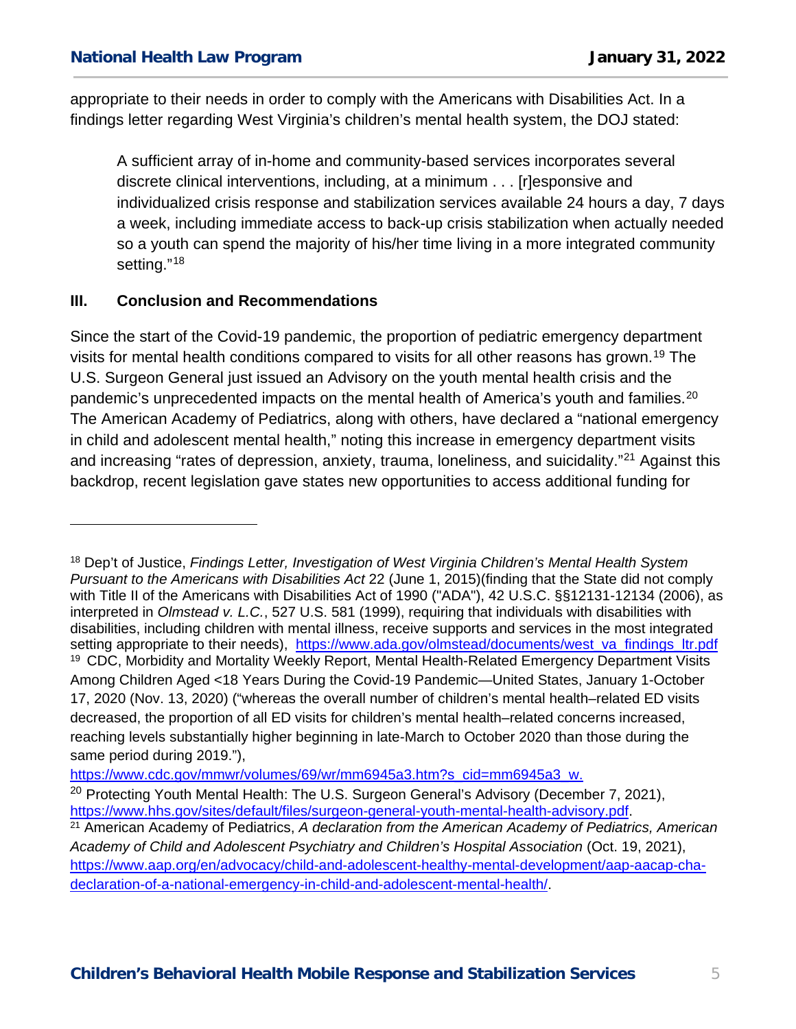appropriate to their needs in order to comply with the Americans with Disabilities Act. In a findings letter regarding West Virginia's children's mental health system, the DOJ stated:

> A sufficient array of in-home and community-based services incorporates several discrete clinical interventions, including, at a minimum . . . [r]esponsive and individualized crisis response and stabilization services available 24 hours a day, 7 days a week, including immediate access to back-up crisis stabilization when actually needed so a youth can spend the majority of his/her time living in a more integrated community setting."[18]

## III. Conclusion and Recommendations

Since the start of the Covid-19 pandemic, the proportion of pediatric emergency department visits for mental health conditions compared to visits for all other reasons has grown.[19] The U.S. Surgeon General just issued an Advisory on the youth mental health crisis and the pandemic's unprecedented impacts on the mental health of America's youth and families.[20] The American Academy of Pediatrics, along with others, have declared a "national emergency in child and adolescent mental health," noting this increase in emergency department visits and increasing "rates of depression, anxiety, trauma, loneliness, and suicidality."[21] Against this backdrop, recent legislation gave states new opportunities to access additional funding for

---

[18] Dep't of Justice, *Findings Letter, Investigation of West Virginia Children's Mental Health System Pursuant to the Americans with Disabilities Act* 22 (June 1, 2015)(finding that the State did not comply with Title II of the Americans with Disabilities Act of 1990 ("ADA"), 42 U.S.C. §§12131-12134 (2006), as interpreted in *Olmstead v. L.C.*, 527 U.S. 581 (1999), requiring that individuals with disabilities with disabilities, including children with mental illness, receive supports and services in the most integrated setting appropriate to their needs), https://www.ada.gov/olmstead/documents/west_va_findings_ltr.pdf

[19] CDC, Morbidity and Mortality Weekly Report, Mental Health-Related Emergency Department Visits Among Children Aged <18 Years During the Covid-19 Pandemic—United States, January 1-October 17, 2020 (Nov. 13, 2020) ("whereas the overall number of children's mental health–related ED visits decreased, the proportion of all ED visits for children's mental health–related concerns increased, reaching levels substantially higher beginning in late-March to October 2020 than those during the same period during 2019."), https://www.cdc.gov/mmwr/volumes/69/wr/mm6945a3.htm?s_cid=mm6945a3_w.

[20] Protecting Youth Mental Health: The U.S. Surgeon General's Advisory (December 7, 2021), https://www.hhs.gov/sites/default/files/surgeon-general-youth-mental-health-advisory.pdf.

[21] American Academy of Pediatrics, *A declaration from the American Academy of Pediatrics, American Academy of Child and Adolescent Psychiatry and Children's Hospital Association* (Oct. 19, 2021), https://www.aap.org/en/advocacy/child-and-adolescent-healthy-mental-development/aap-aacap-cha-declaration-of-a-national-emergency-in-child-and-adolescent-mental-health/.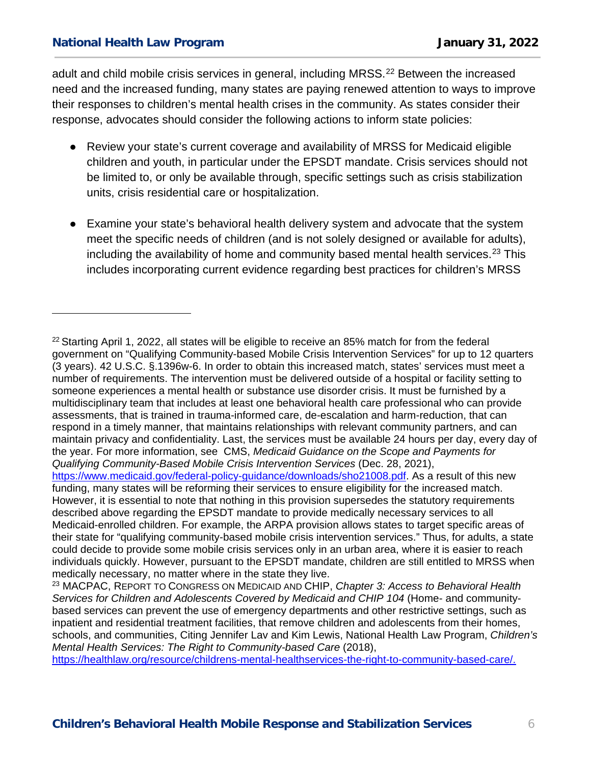adult and child mobile crisis services in general, including MRSS.[22] Between the increased need and the increased funding, many states are paying renewed attention to ways to improve their responses to children's mental health crises in the community. As states consider their response, advocates should consider the following actions to inform state policies:

- Review your state's current coverage and availability of MRSS for Medicaid eligible children and youth, in particular under the EPSDT mandate. Crisis services should not be limited to, or only be available through, specific settings such as crisis stabilization units, crisis residential care or hospitalization.

- Examine your state's behavioral health delivery system and advocate that the system meet the specific needs of children (and is not solely designed or available for adults), including the availability of home and community based mental health services.[23] This includes incorporating current evidence regarding best practices for children's MRSS

---

[22] Starting April 1, 2022, all states will be eligible to receive an 85% match for from the federal government on "Qualifying Community-based Mobile Crisis Intervention Services" for up to 12 quarters (3 years). 42 U.S.C. §.1396w-6. In order to obtain this increased match, states' services must meet a number of requirements. The intervention must be delivered outside of a hospital or facility setting to someone experiences a mental health or substance use disorder crisis. It must be furnished by a multidisciplinary team that includes at least one behavioral health care professional who can provide assessments, that is trained in trauma-informed care, de-escalation and harm-reduction, that can respond in a timely manner, that maintains relationships with relevant community partners, and can maintain privacy and confidentiality. Last, the services must be available 24 hours per day, every day of the year. For more information, see CMS, *Medicaid Guidance on the Scope and Payments for Qualifying Community-Based Mobile Crisis Intervention Services* (Dec. 28, 2021), https://www.medicaid.gov/federal-policy-guidance/downloads/sho21008.pdf. As a result of this new funding, many states will be reforming their services to ensure eligibility for the increased match. However, it is essential to note that nothing in this provision supersedes the statutory requirements described above regarding the EPSDT mandate to provide medically necessary services to all Medicaid-enrolled children. For example, the ARPA provision allows states to target specific areas of their state for "qualifying community-based mobile crisis intervention services." Thus, for adults, a state could decide to provide some mobile crisis services only in an urban area, where it is easier to reach individuals quickly. However, pursuant to the EPSDT mandate, children are still entitled to MRSS when medically necessary, no matter where in the state they live.

[23] MACPAC, REPORT TO CONGRESS ON MEDICAID AND CHIP, *Chapter 3: Access to Behavioral Health Services for Children and Adolescents Covered by Medicaid and CHIP 104* (Home- and community-based services can prevent the use of emergency departments and other restrictive settings, such as inpatient and residential treatment facilities, that remove children and adolescents from their homes, schools, and communities, Citing Jennifer Lav and Kim Lewis, National Health Law Program, *Children's Mental Health Services: The Right to Community-based Care* (2018), https://healthlaw.org/resource/childrens-mental-healthservices-the-right-to-community-based-care/.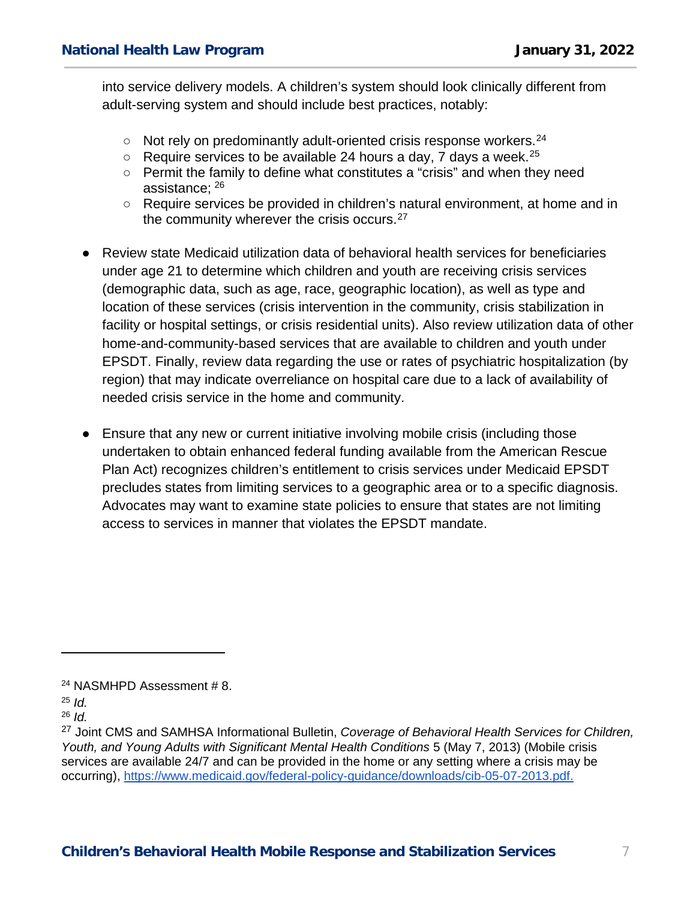into service delivery models. A children's system should look clinically different from adult-serving system and should include best practices, notably:

- Not rely on predominantly adult-oriented crisis response workers.[24]
- Require services to be available 24 hours a day, 7 days a week.[25]
- Permit the family to define what constitutes a "crisis" and when they need assistance; [26]
- Require services be provided in children's natural environment, at home and in the community wherever the crisis occurs.[27]

- Review state Medicaid utilization data of behavioral health services for beneficiaries under age 21 to determine which children and youth are receiving crisis services (demographic data, such as age, race, geographic location), as well as type and location of these services (crisis intervention in the community, crisis stabilization in facility or hospital settings, or crisis residential units). Also review utilization data of other home-and-community-based services that are available to children and youth under EPSDT. Finally, review data regarding the use or rates of psychiatric hospitalization (by region) that may indicate overreliance on hospital care due to a lack of availability of needed crisis service in the home and community.

- Ensure that any new or current initiative involving mobile crisis (including those undertaken to obtain enhanced federal funding available from the American Rescue Plan Act) recognizes children's entitlement to crisis services under Medicaid EPSDT precludes states from limiting services to a geographic area or to a specific diagnosis. Advocates may want to examine state policies to ensure that states are not limiting access to services in manner that violates the EPSDT mandate.

---

[24] NASMHPD Assessment # 8.

[25] *Id.*

[26] *Id.*

[27] Joint CMS and SAMHSA Informational Bulletin, *Coverage of Behavioral Health Services for Children, Youth, and Young Adults with Significant Mental Health Conditions* 5 (May 7, 2013) (Mobile crisis services are available 24/7 and can be provided in the home or any setting where a crisis may be occurring), https://www.medicaid.gov/federal-policy-guidance/downloads/cib-05-07-2013.pdf.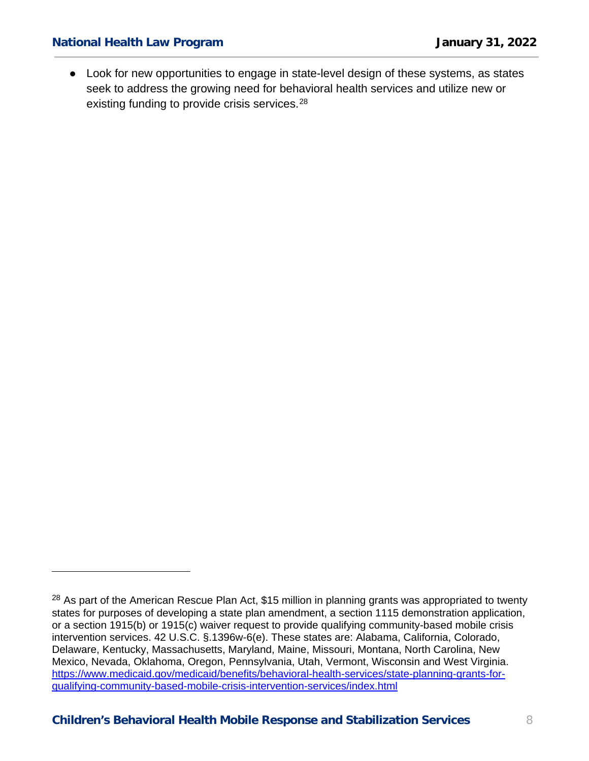- Look for new opportunities to engage in state-level design of these systems, as states seek to address the growing need for behavioral health services and utilize new or existing funding to provide crisis services.[28]

---

[28] As part of the American Rescue Plan Act, $15 million in planning grants was appropriated to twenty states for purposes of developing a state plan amendment, a section 1115 demonstration application, or a section 1915(b) or 1915(c) waiver request to provide qualifying community-based mobile crisis intervention services. 42 U.S.C. §.1396w-6(e). These states are: Alabama, California, Colorado, Delaware, Kentucky, Massachusetts, Maryland, Maine, Missouri, Montana, North Carolina, New Mexico, Nevada, Oklahoma, Oregon, Pennsylvania, Utah, Vermont, Wisconsin and West Virginia. https://www.medicaid.gov/medicaid/benefits/behavioral-health-services/state-planning-grants-for-qualifying-community-based-mobile-crisis-intervention-services/index.html